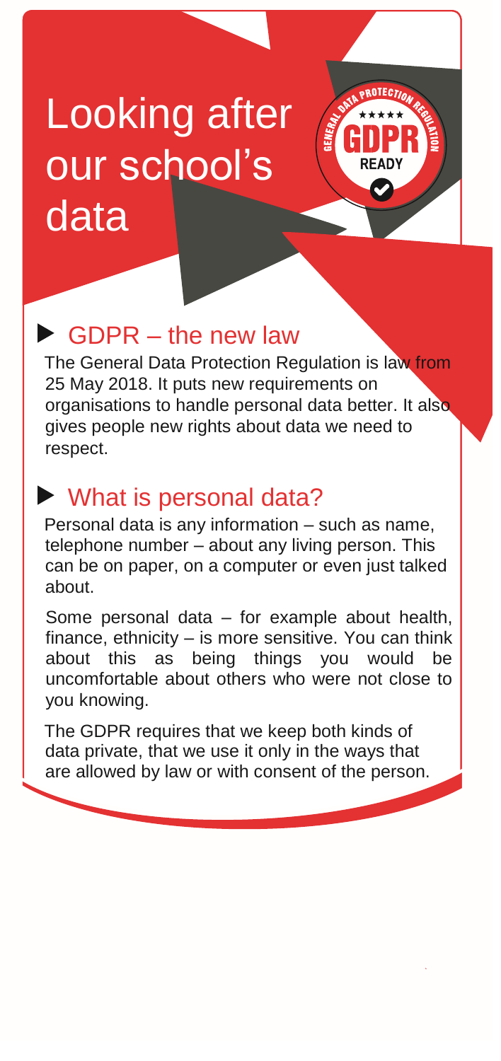# Looking after our school's data

## GDPR – the new law

The General Data Protection Regulation is law from 25 May 2018. It puts new requirements on organisations to handle personal data better. It also gives people new rights about data we need to respect.

## What is personal data?

Personal data is any information – such as name, telephone number – about any living person. This can be on paper, on a computer or even just talked about.

Some personal data – for example about health, finance, ethnicity – is more sensitive. You can think about this as being things you would be uncomfortable about others who were not close to you knowing.

The GDPR requires that we keep both kinds of data private, that we use it only in the ways that are allowed by law or with consent of the person.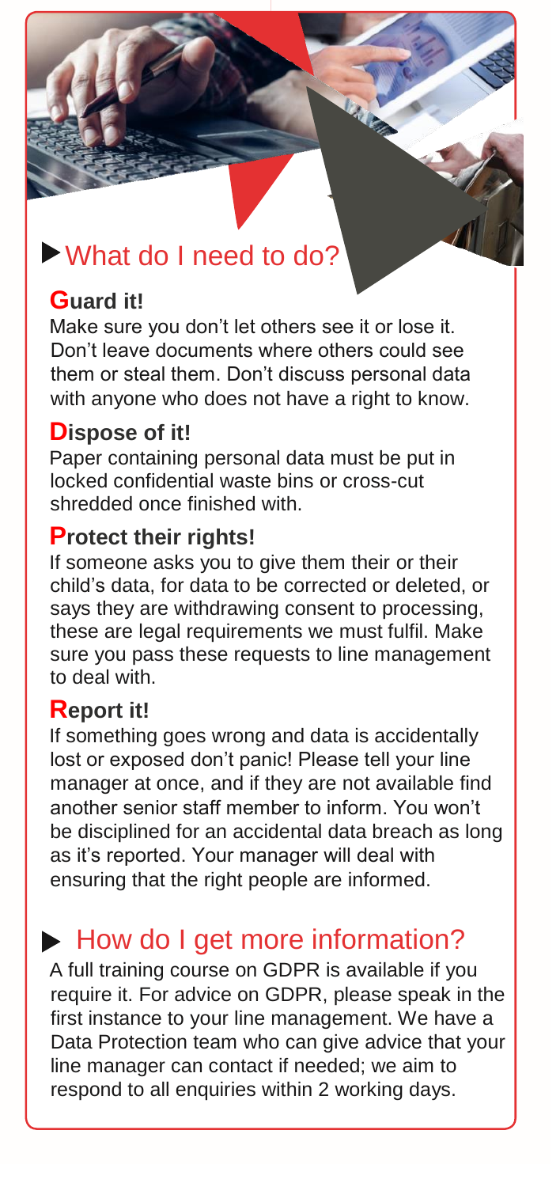## What do I need to do?

### Guard it!

Make sure you don't let others see it or lose it. Don't leave documents where others could see them or steal them. Don't discuss personal data with anyone who does not have a right to know.

### Dispose of it!

Paper containing personal data must be put in locked confidential waste bins or cross-cut shredded once finished with.

### Protect their rights!

If someone asks you to give them their or their child's data, for data to be corrected or deleted, or says they are withdrawing consent to processing, these are legal requirements we must fulfil. Make sure you pass these requests to line management to deal with.

### Report it!

If something goes wrong and data is accidentally lost or exposed don't panic! Please tell your line manager at once, and if they are not available find another senior staff member to inform. You won't be disciplined for an accidental data breach as long as it's reported. Your manager will deal with ensuring that the right people are informed.

## How do I get more information?

A full training course on GDPR is available if you require it. For advice on GDPR, please speak in the first instance to your line management. We have a Data Protection team who can give advice that your line manager can contact if needed; we aim to respond to all enquiries within 2 working days.